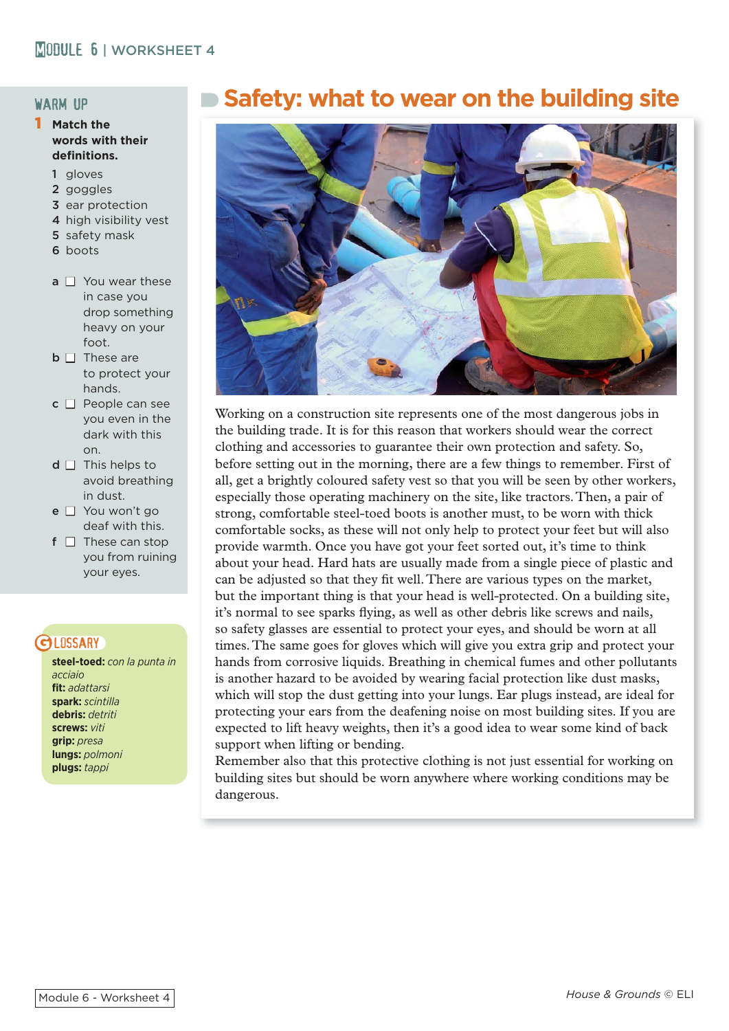# Safety: what to wear on the building site

## WARM UP

**1 Match the words with their definitions.**

1 gloves
2 goggles
3 ear protection
4 high visibility vest
5 safety mask
6 boots

a ☐ You wear these in case you drop something heavy on your foot.
b ☐ These are to protect your hands.
c ☐ People can see you even in the dark with this on.
d ☐ This helps to avoid breathing in dust.
e ☐ You won't go deaf with this.
f ☐ These can stop you from ruining your eyes.

## GLOSSARY

**steel-toed:** *con la punta in acciaio*
**fit:** *adattarsi*
**spark:** *scintilla*
**debris:** *detriti*
**screws:** *viti*
**grip:** *presa*
**lungs:** *polmoni*
**plugs:** *tappi*

Working on a construction site represents one of the most dangerous jobs in the building trade. It is for this reason that workers should wear the correct clothing and accessories to guarantee their own protection and safety. So, before setting out in the morning, there are a few things to remember. First of all, get a brightly coloured safety vest so that you will be seen by other workers, especially those operating machinery on the site, like tractors. Then, a pair of strong, comfortable steel-toed boots is another must, to be worn with thick comfortable socks, as these will not only help to protect your feet but will also provide warmth. Once you have got your feet sorted out, it's time to think about your head. Hard hats are usually made from a single piece of plastic and can be adjusted so that they fit well. There are various types on the market, but the important thing is that your head is well-protected. On a building site, it's normal to see sparks flying, as well as other debris like screws and nails, so safety glasses are essential to protect your eyes, and should be worn at all times. The same goes for gloves which will give you extra grip and protect your hands from corrosive liquids. Breathing in chemical fumes and other pollutants is another hazard to be avoided by wearing facial protection like dust masks, which will stop the dust getting into your lungs. Ear plugs instead, are ideal for protecting your ears from the deafening noise on most building sites. If you are expected to lift heavy weights, then it's a good idea to wear some kind of back support when lifting or bending.

Remember also that this protective clothing is not just essential for working on building sites but should be worn anywhere where working conditions may be dangerous.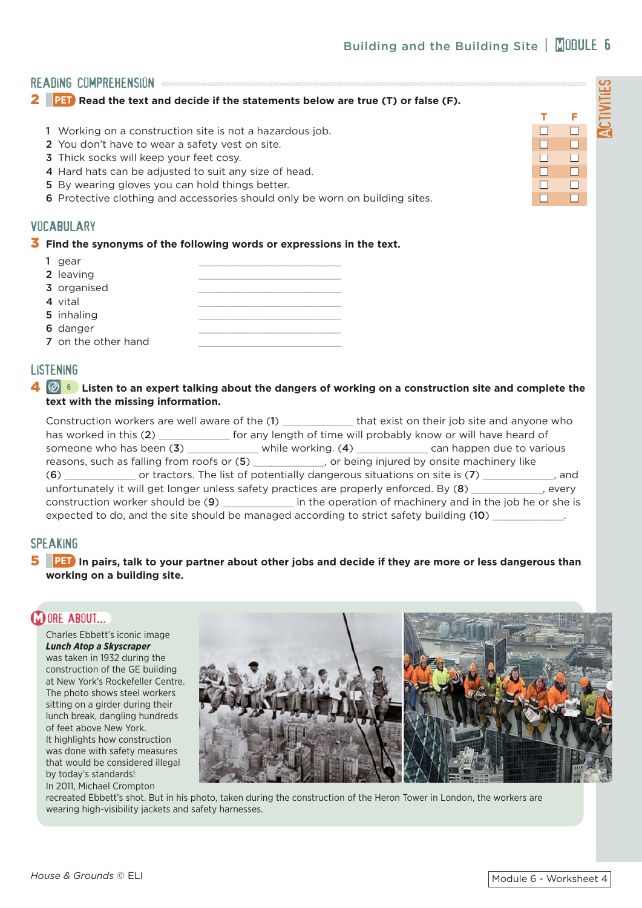## READING COMPREHENSION

**2** PET **Read the text and decide if the statements below are true (T) or false (F).**

| | | T | F |
|---|---|---|---|
| 1 | Working on a construction site is not a hazardous job. | ☐ | ☐ |
| 2 | You don't have to wear a safety vest on site. | ☐ | ☐ |
| 3 | Thick socks will keep your feet cosy. | ☐ | ☐ |
| 4 | Hard hats can be adjusted to suit any size of head. | ☐ | ☐ |
| 5 | By wearing gloves you can hold things better. | ☐ | ☐ |
| 6 | Protective clothing and accessories should only be worn on building sites. | ☐ | ☐ |

## VOCABULARY

**3 Find the synonyms of the following words or expressions in the text.**

1 gear ____________________
2 leaving ____________________
3 organised ____________________
4 vital ____________________
5 inhaling ____________________
6 danger ____________________
7 on the other hand ____________________

## LISTENING

**4** 6 **Listen to an expert talking about the dangers of working on a construction site and complete the text with the missing information.**

Construction workers are well aware of the (**1**) ____________ that exist on their job site and anyone who has worked in this (**2**) ____________ for any length of time will probably know or will have heard of someone who has been (**3**) ____________ while working. (**4**) ____________ can happen due to various reasons, such as falling from roofs or (**5**) ____________, or being injured by onsite machinery like (**6**) ____________ or tractors. The list of potentially dangerous situations on site is (**7**) ____________, and unfortunately it will get longer unless safety practices are properly enforced. By (**8**) ____________, every construction worker should be (**9**) ____________ in the operation of machinery and in the job he or she is expected to do, and the site should be managed according to strict safety building (**10**) ____________.

## SPEAKING

**5** PET **In pairs, talk to your partner about other jobs and decide if they are more or less dangerous than working on a building site.**

### MORE ABOUT...

Charles Ebbett's iconic image ***Lunch Atop a Skyscraper*** was taken in 1932 during the construction of the GE building at New York's Rockefeller Centre. The photo shows steel workers sitting on a girder during their lunch break, dangling hundreds of feet above New York.
It highlights how construction was done with safety measures that would be considered illegal by today's standards!
In 2011, Michael Crompton recreated Ebbett's shot. But in his photo, taken during the construction of the Heron Tower in London, the workers are wearing high-visibility jackets and safety harnesses.